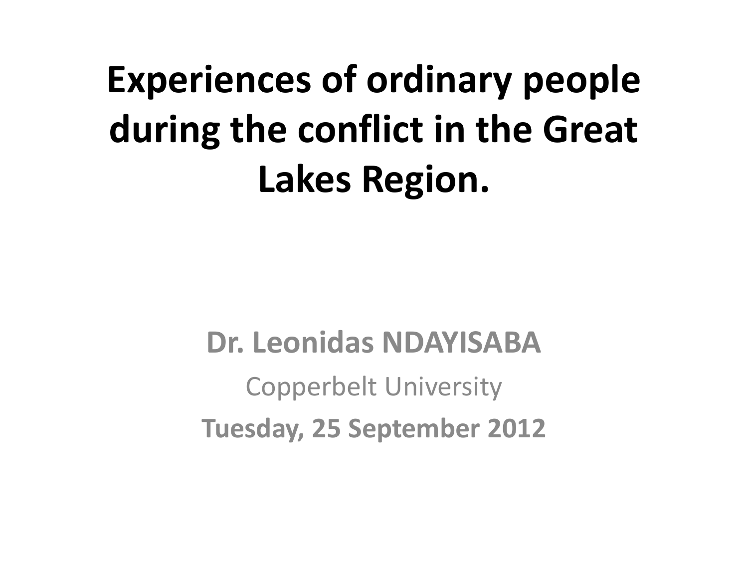# Experiences of ordinary people during the conflict in the Great Lakes Region.

**Dr. Leonidas NDAYISABA**

Copperbelt University

**Tuesday, 25 September 2012**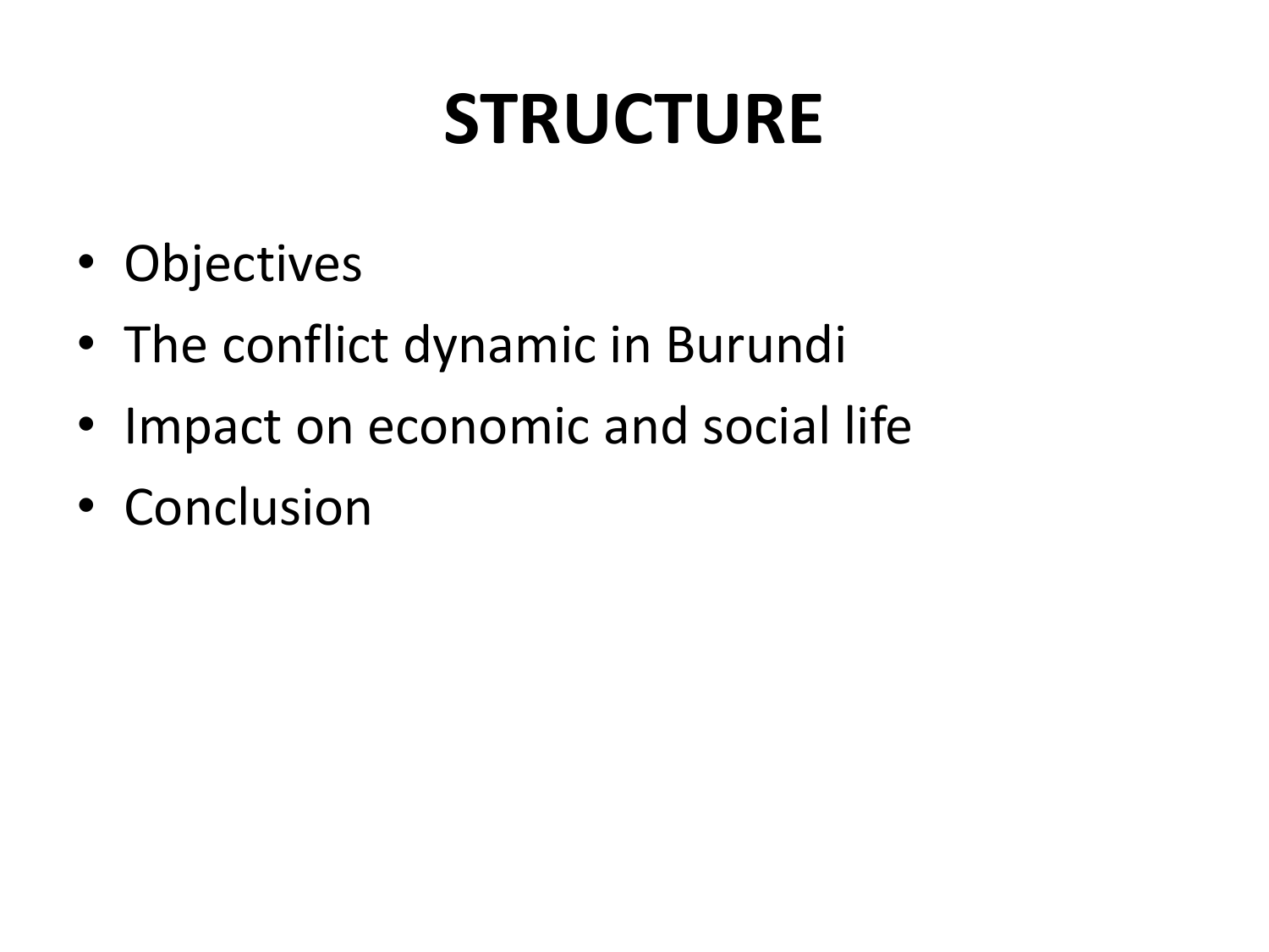# STRUCTURE

- Objectives
- The conflict dynamic in Burundi
- Impact on economic and social life
- Conclusion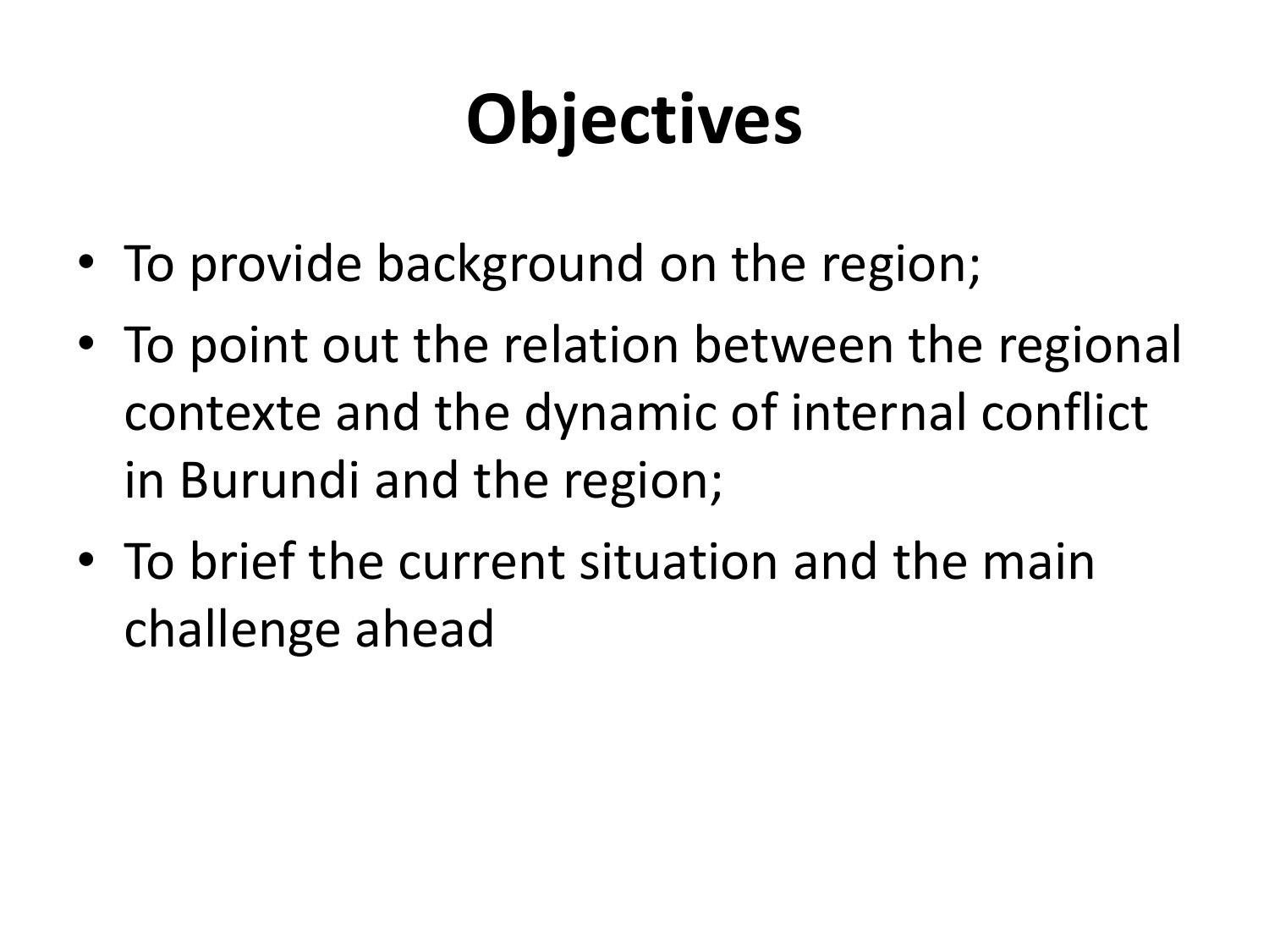# Objectives

- To provide background on the region;
- To point out the relation between the regional contexte and the dynamic of internal conflict in Burundi and the region;
- To brief the current situation and the main challenge ahead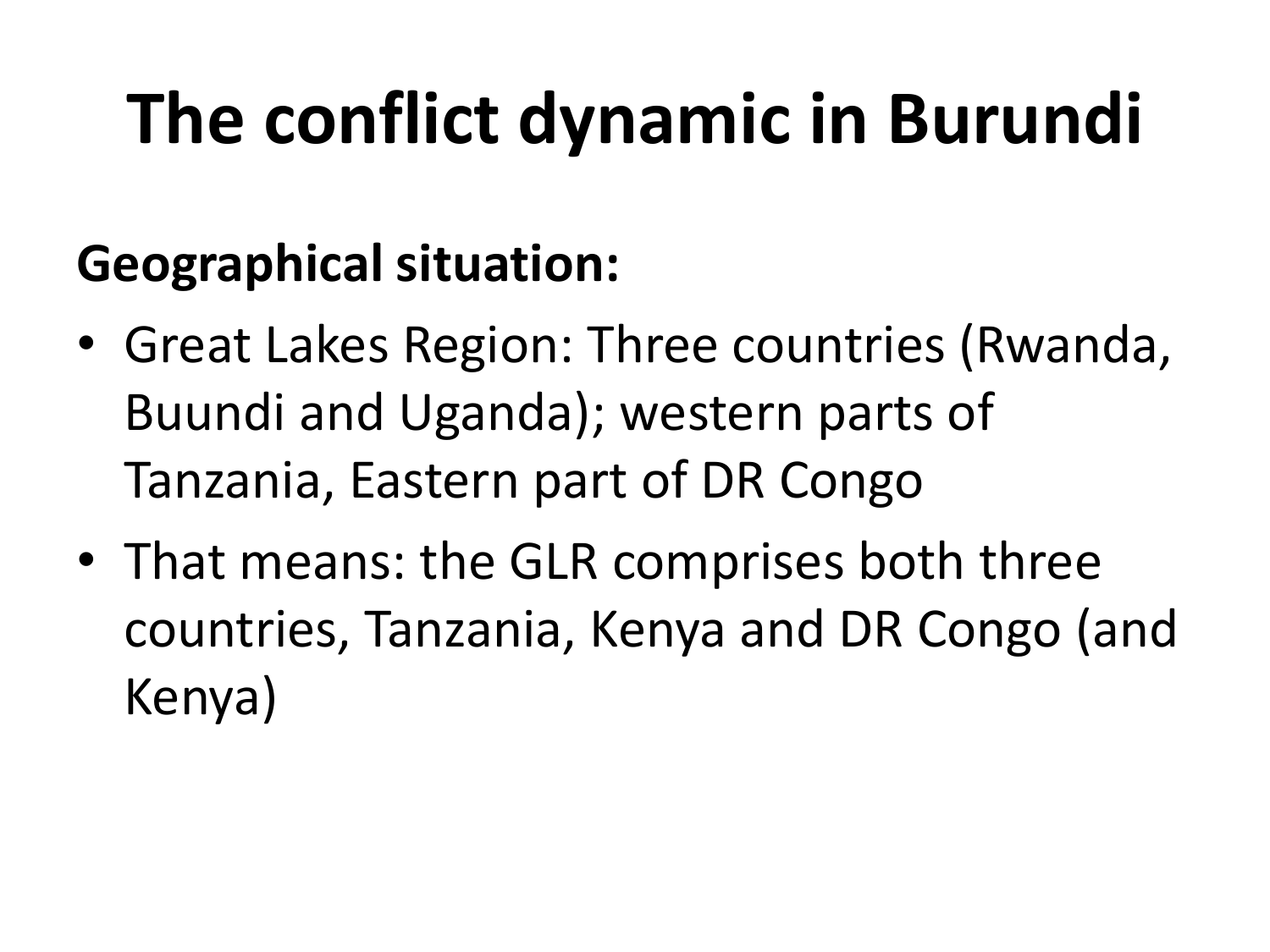# The conflict dynamic in Burundi

**Geographical situation:**

- Great Lakes Region: Three countries (Rwanda, Buundi and Uganda); western parts of Tanzania, Eastern part of DR Congo
- That means: the GLR comprises both three countries, Tanzania, Kenya and DR Congo (and Kenya)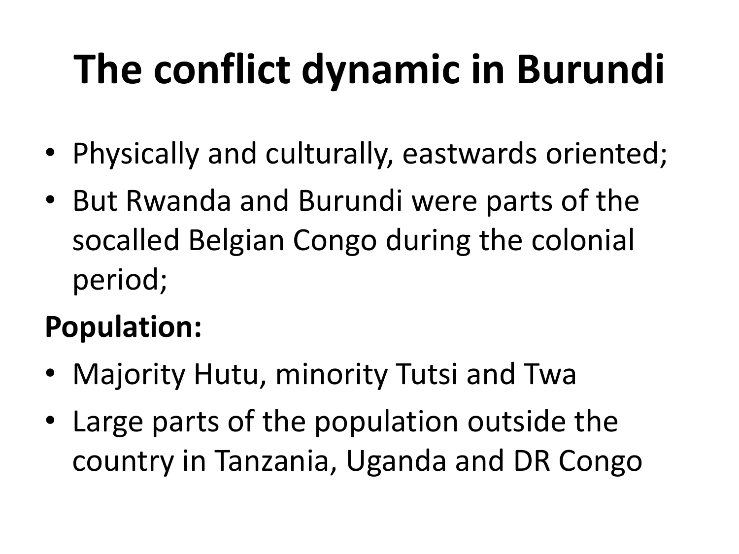# The conflict dynamic in Burundi

- Physically and culturally, eastwards oriented;
- But Rwanda and Burundi were parts of the socalled Belgian Congo during the colonial period;

**Population:**

- Majority Hutu, minority Tutsi and Twa
- Large parts of the population outside the country in Tanzania, Uganda and DR Congo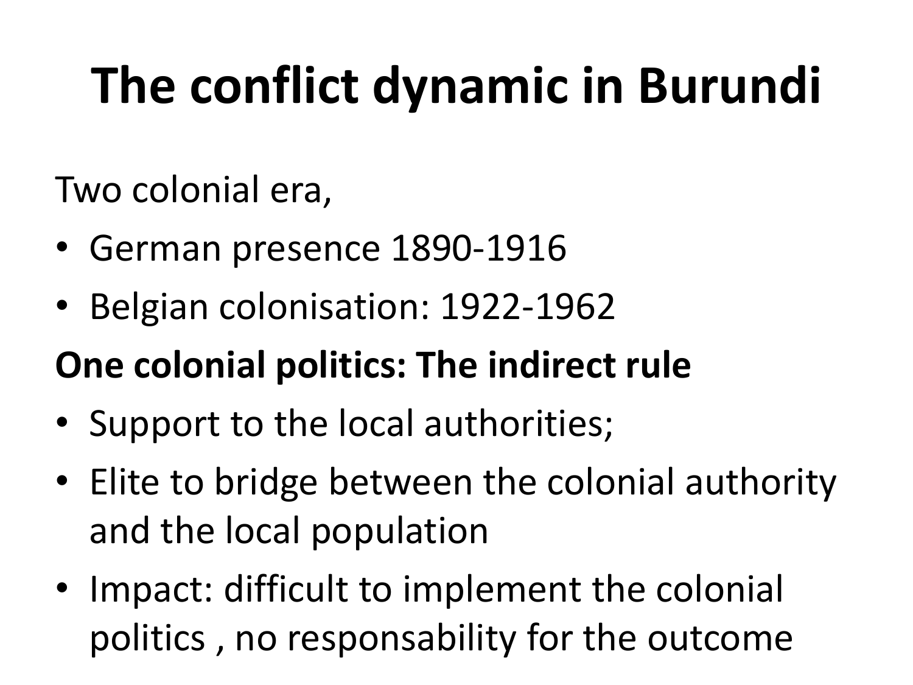# The conflict dynamic in Burundi

Two colonial era,

- German presence 1890-1916
- Belgian colonisation: 1922-1962

**One colonial politics: The indirect rule**

- Support to the local authorities;
- Elite to bridge between the colonial authority and the local population
- Impact: difficult to implement the colonial politics , no responsability for the outcome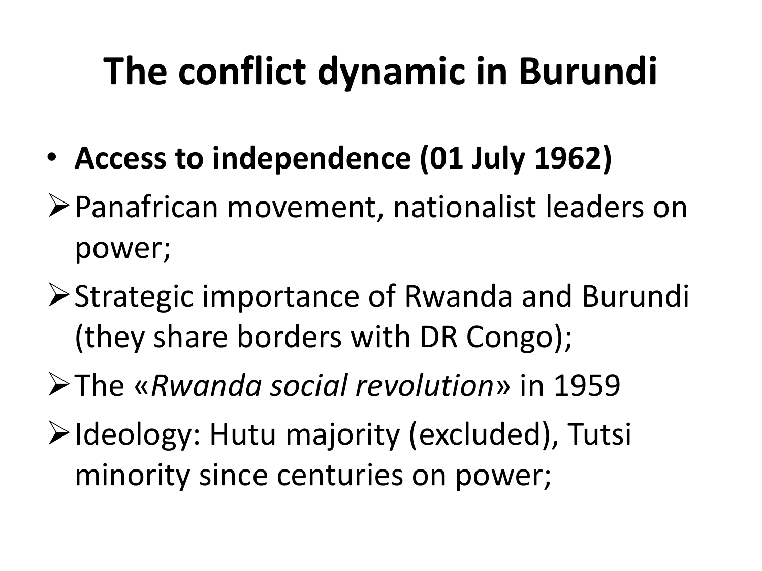# The conflict dynamic in Burundi

- **Access to independence (01 July 1962)**
  - Panafrican movement, nationalist leaders on power;
  - Strategic importance of Rwanda and Burundi (they share borders with DR Congo);
  - The «*Rwanda social revolution*» in 1959
  - Ideology: Hutu majority (excluded), Tutsi minority since centuries on power;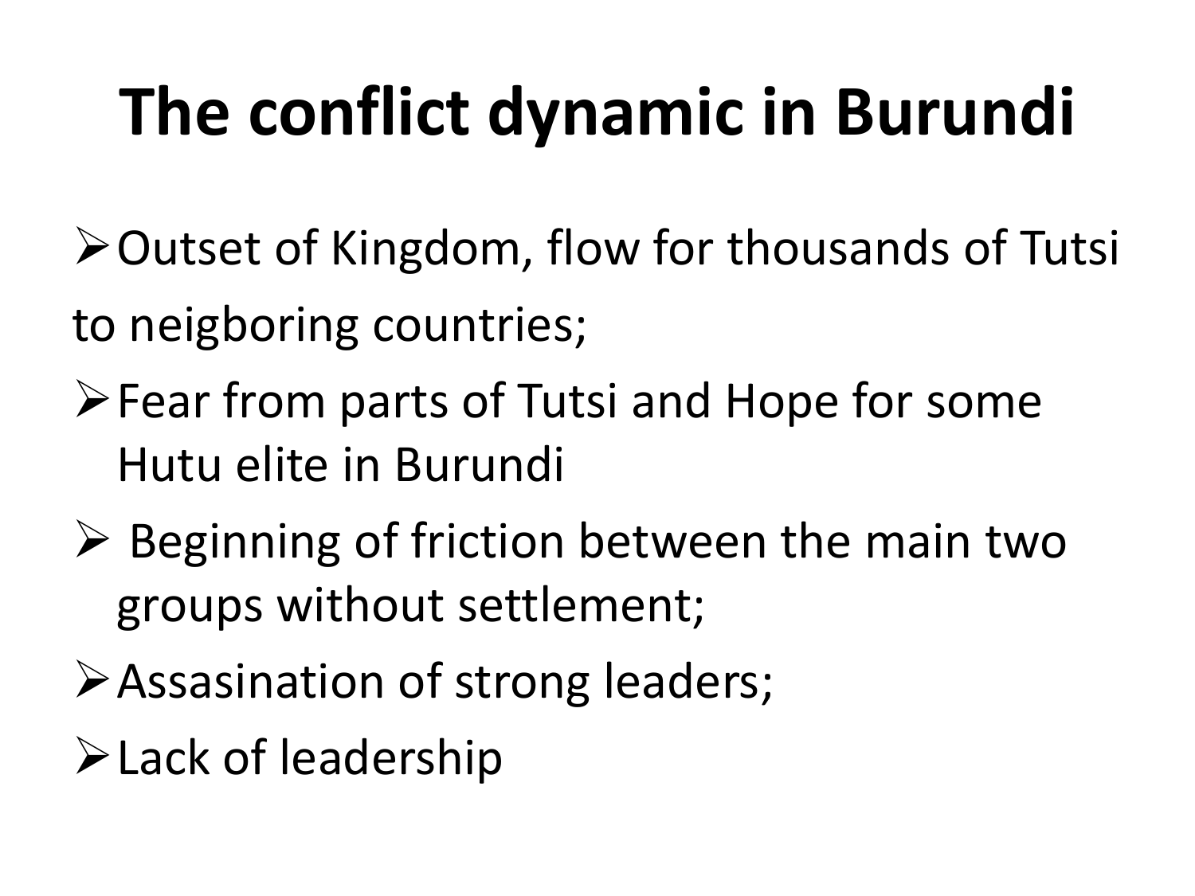# The conflict dynamic in Burundi

- Outset of Kingdom, flow for thousands of Tutsi to neigboring countries;
- Fear from parts of Tutsi and Hope for some Hutu elite in Burundi
- Beginning of friction between the main two groups without settlement;
- Assasination of strong leaders;
- Lack of leadership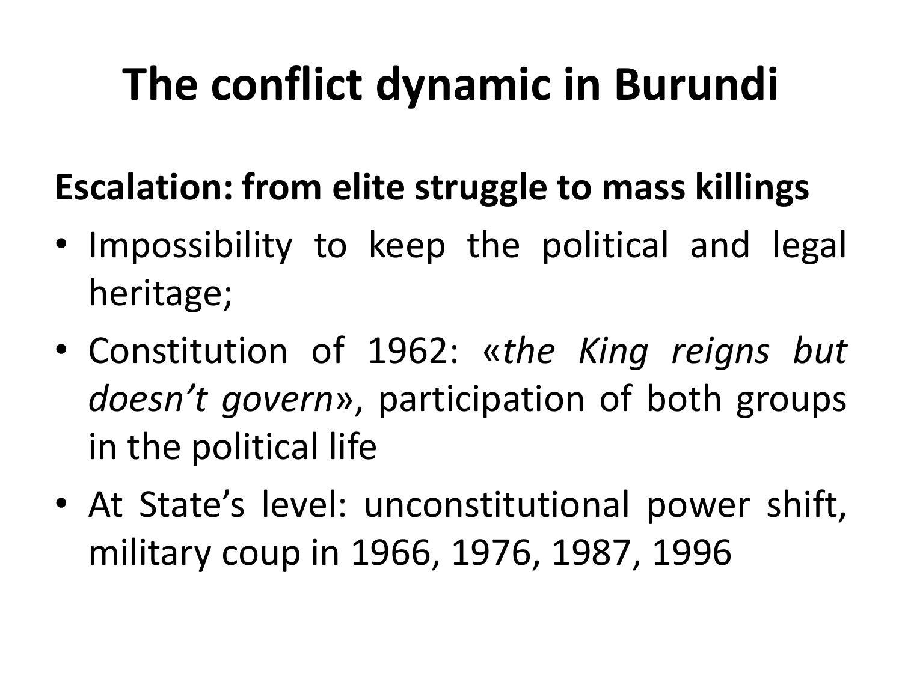# The conflict dynamic in Burundi

**Escalation: from elite struggle to mass killings**

- Impossibility to keep the political and legal heritage;
- Constitution of 1962: «*the King reigns but doesn't govern*», participation of both groups in the political life
- At State's level: unconstitutional power shift, military coup in 1966, 1976, 1987, 1996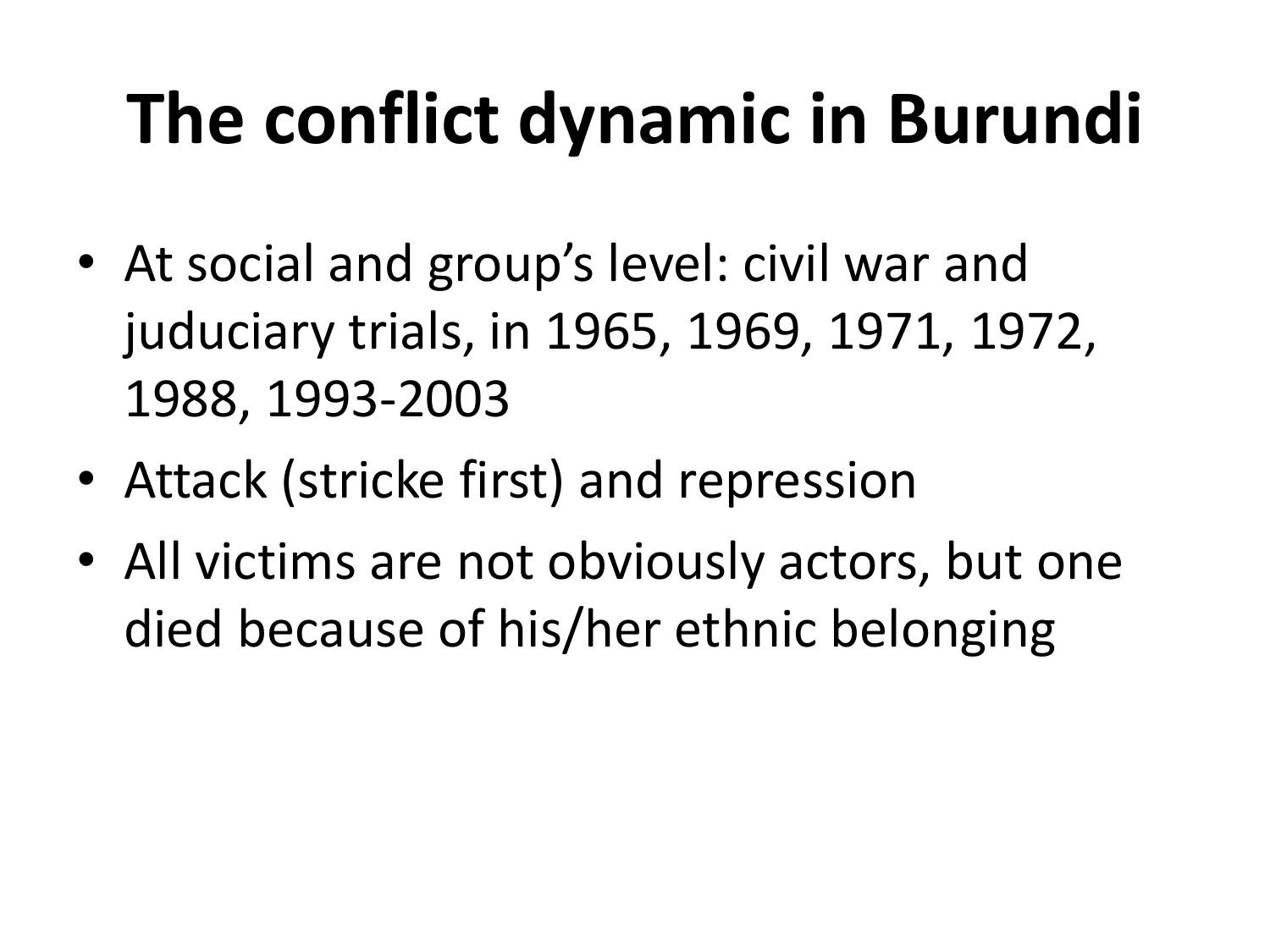# The conflict dynamic in Burundi

- At social and group's level: civil war and juduciary trials, in 1965, 1969, 1971, 1972, 1988, 1993-2003
- Attack (stricke first) and repression
- All victims are not obviously actors, but one died because of his/her ethnic belonging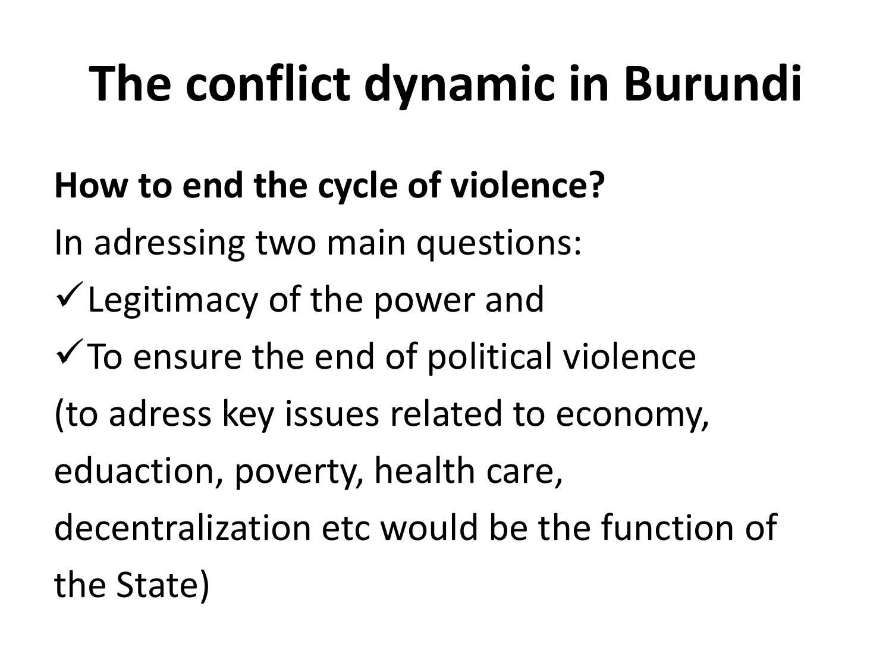# The conflict dynamic in Burundi

**How to end the cycle of violence?**

In adressing two main questions:

- ✓ Legitimacy of the power and
- ✓ To ensure the end of political violence

(to adress key issues related to economy, eduaction, poverty, health care, decentralization etc would be the function of the State)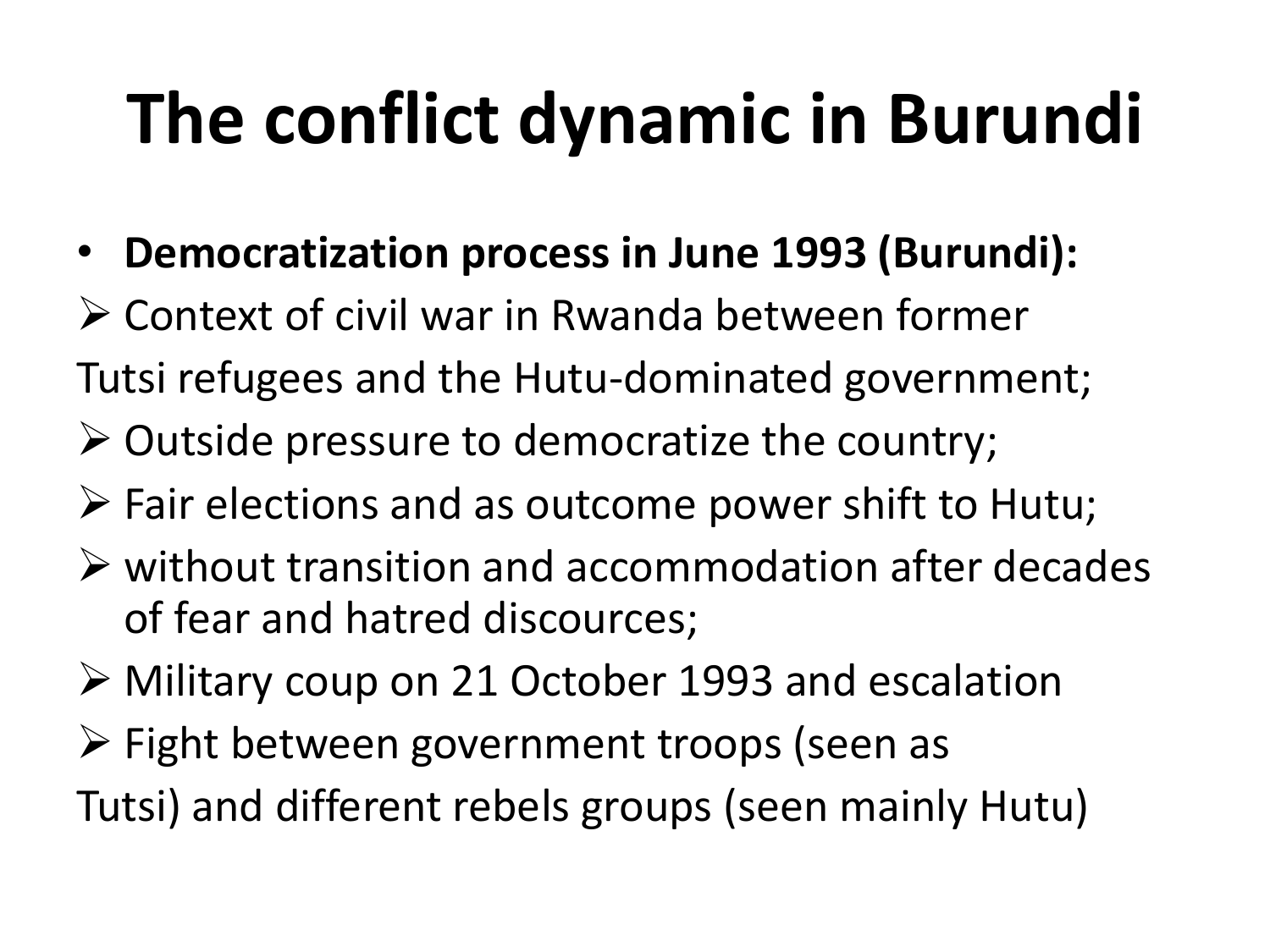# The conflict dynamic in Burundi

- **Democratization process in June 1993 (Burundi):**
  - Context of civil war in Rwanda between former Tutsi refugees and the Hutu-dominated government;
  - Outside pressure to democratize the country;
  - Fair elections and as outcome power shift to Hutu;
  - without transition and accommodation after decades of fear and hatred discources;
  - Military coup on 21 October 1993 and escalation
  - Fight between government troops (seen as Tutsi) and different rebels groups (seen mainly Hutu)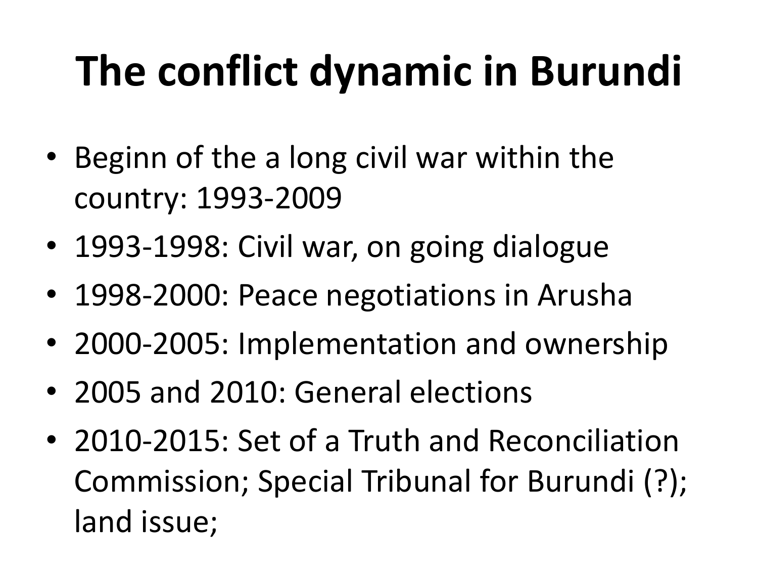# The conflict dynamic in Burundi

- Beginn of the a long civil war within the country: 1993-2009
- 1993-1998: Civil war, on going dialogue
- 1998-2000: Peace negotiations in Arusha
- 2000-2005: Implementation and ownership
- 2005 and 2010: General elections
- 2010-2015: Set of a Truth and Reconciliation Commission; Special Tribunal for Burundi (?); land issue;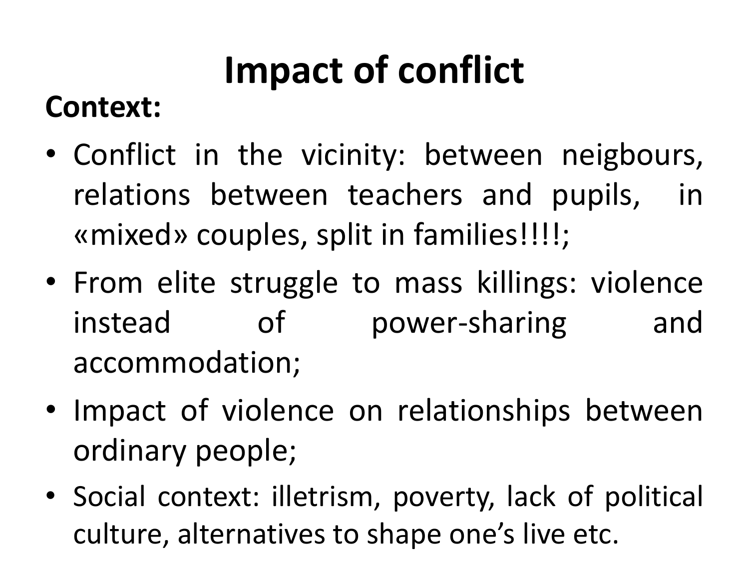# Impact of conflict

**Context:**

- Conflict in the vicinity: between neigbours, relations between teachers and pupils, in «mixed» couples, split in families!!!!;
- From elite struggle to mass killings: violence instead of power-sharing and accommodation;
- Impact of violence on relationships between ordinary people;
- Social context: illetrism, poverty, lack of political culture, alternatives to shape one's live etc.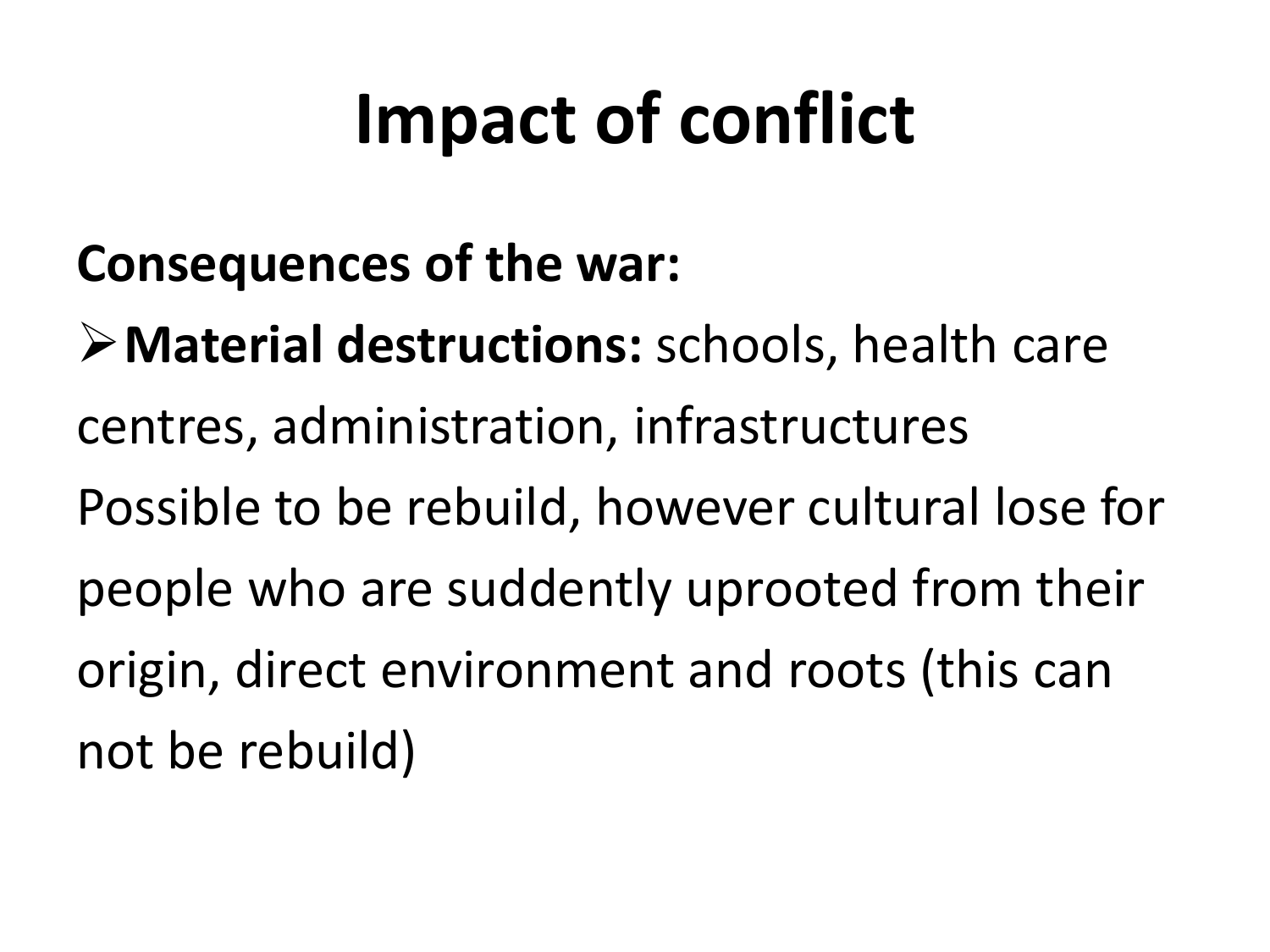# Impact of conflict

**Consequences of the war:**

- **Material destructions:** schools, health care centres, administration, infrastructures Possible to be rebuild, however cultural lose for people who are suddently uprooted from their origin, direct environment and roots (this can not be rebuild)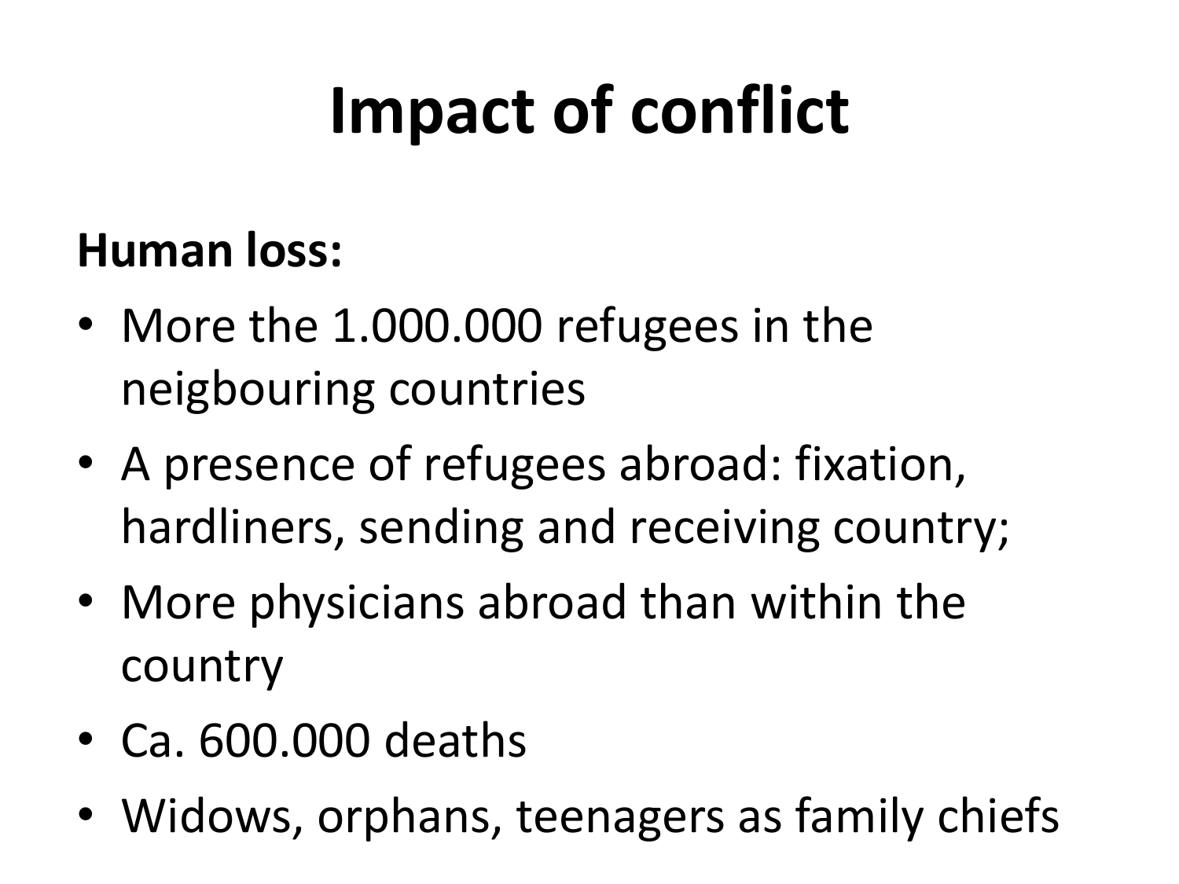# Impact of conflict

**Human loss:**

- More the 1.000.000 refugees in the neigbouring countries
- A presence of refugees abroad: fixation, hardliners, sending and receiving country;
- More physicians abroad than within the country
- Ca. 600.000 deaths
- Widows, orphans, teenagers as family chiefs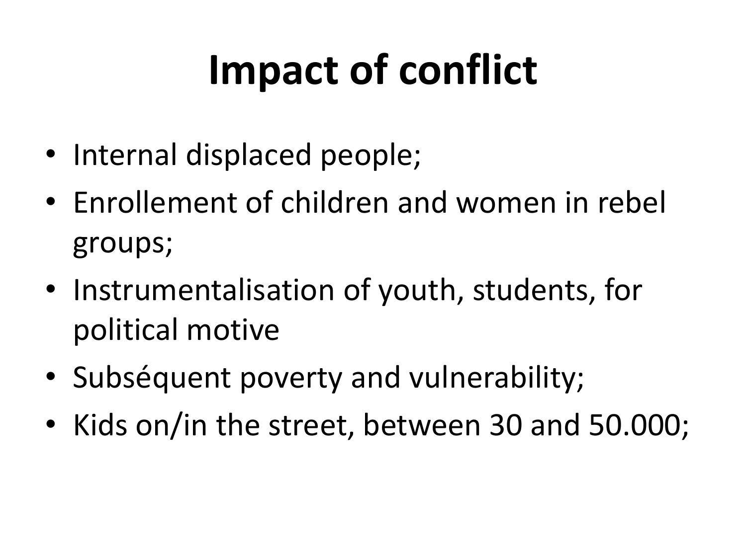# Impact of conflict

- Internal displaced people;
- Enrollement of children and women in rebel groups;
- Instrumentalisation of youth, students, for political motive
- Subséquent poverty and vulnerability;
- Kids on/in the street, between 30 and 50.000;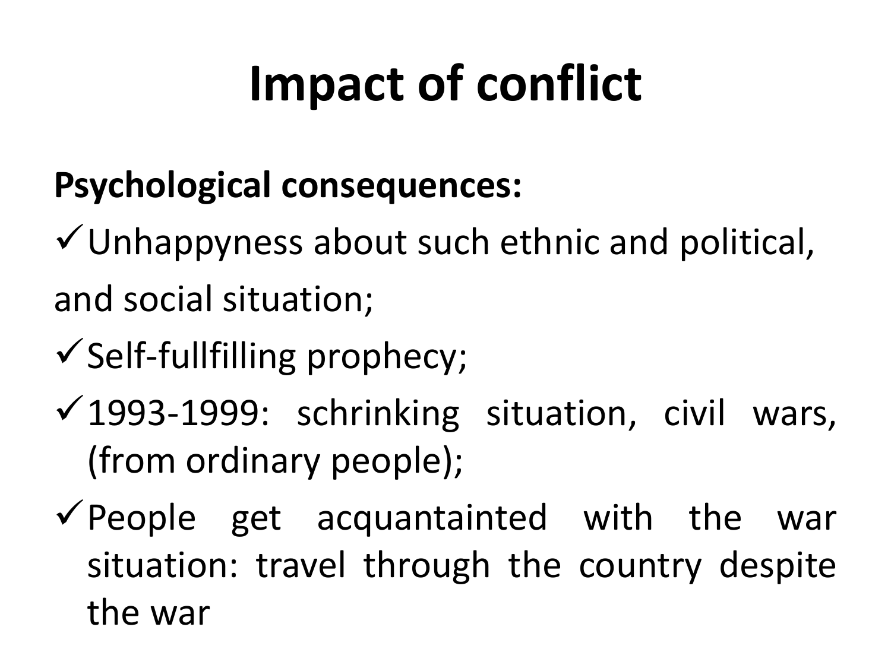# Impact of conflict

**Psychological consequences:**

- ✓Unhappyness about such ethnic and political, and social situation;
- ✓Self-fullfilling prophecy;
- ✓1993-1999: schrinking situation, civil wars, (from ordinary people);
- ✓People get acquantainted with the war situation: travel through the country despite the war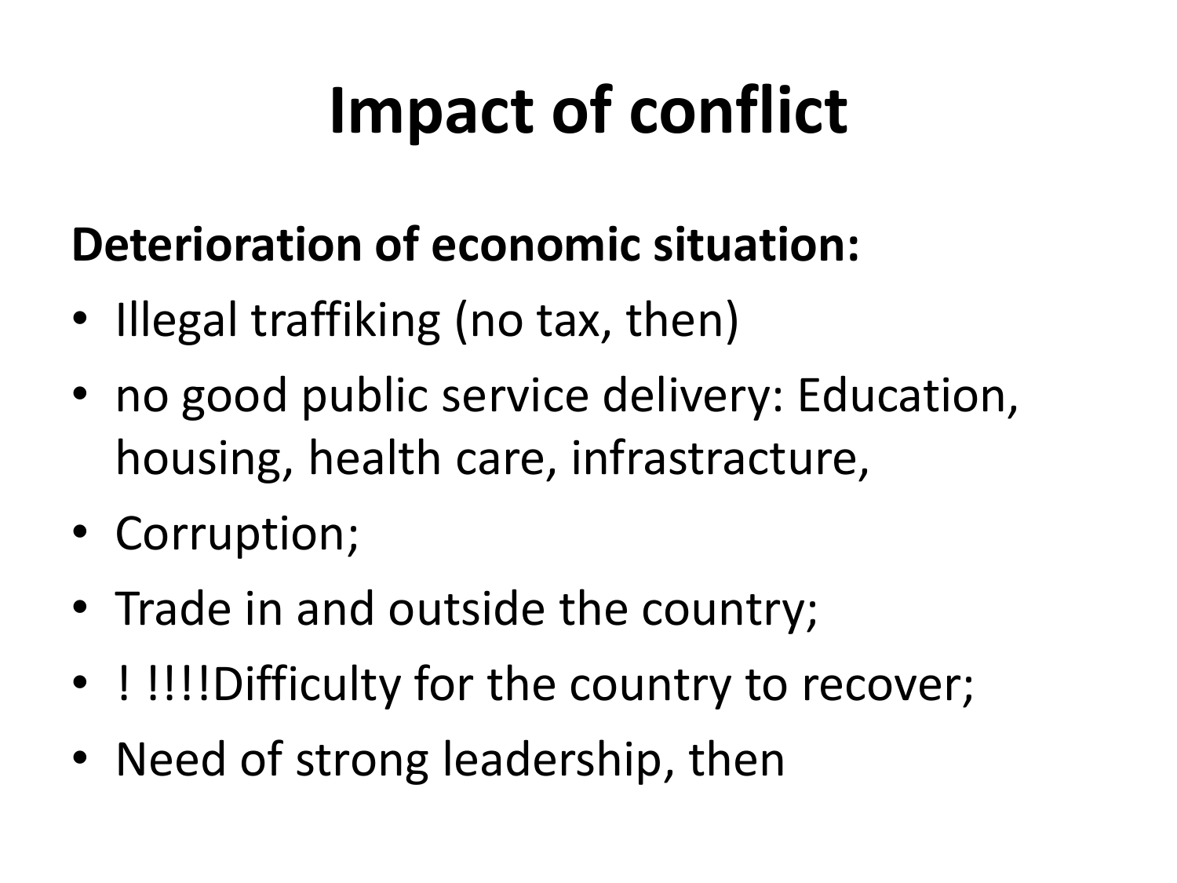# Impact of conflict

**Deterioration of economic situation:**

- Illegal traffiking (no tax, then)
- no good public service delivery: Education, housing, health care, infrastracture,
- Corruption;
- Trade in and outside the country;
- ! !!!!Difficulty for the country to recover;
- Need of strong leadership, then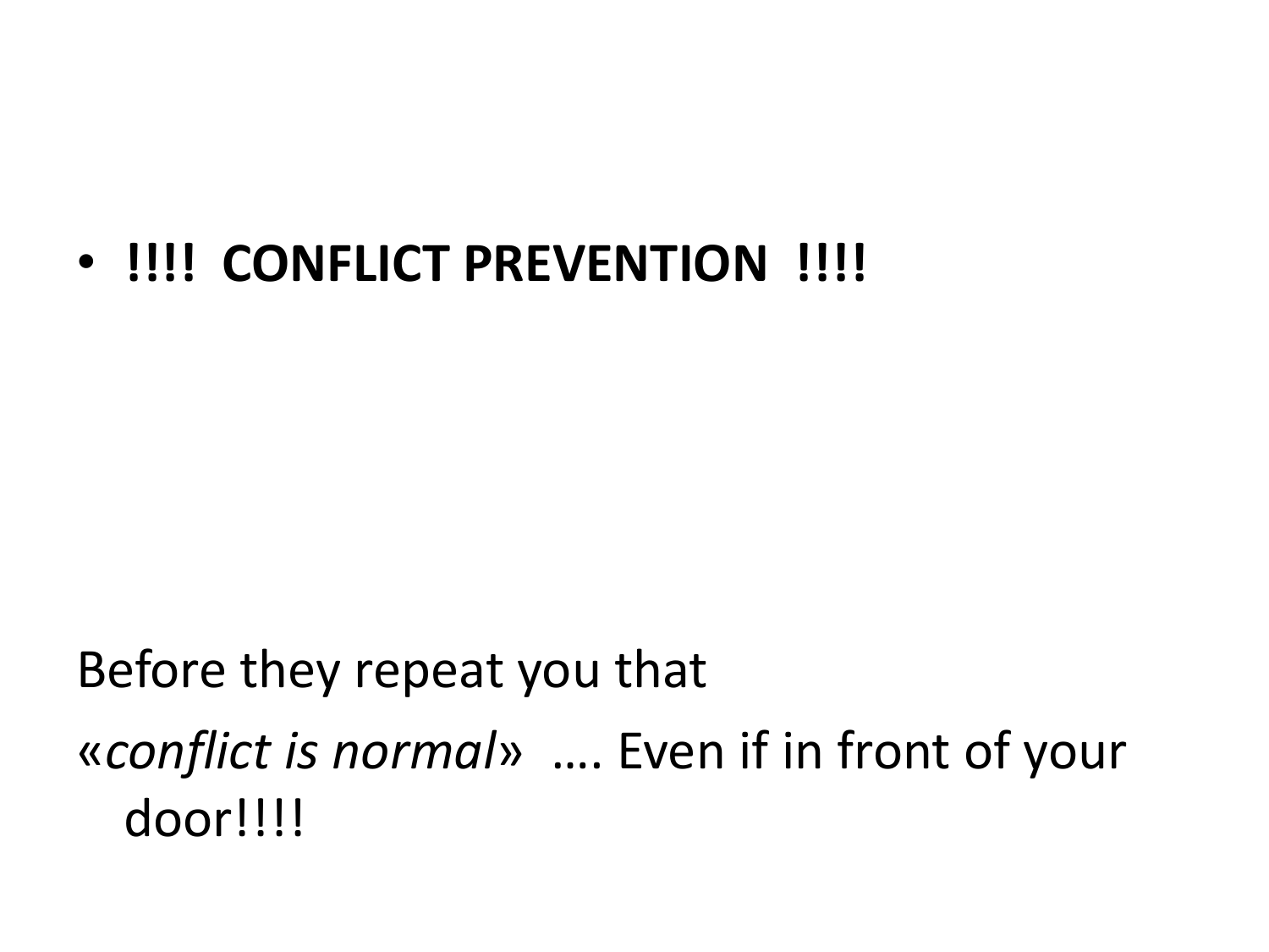- **!!!! CONFLICT PREVENTION !!!!**

Before they repeat you that

«*conflict is normal*» …. Even if in front of your door!!!!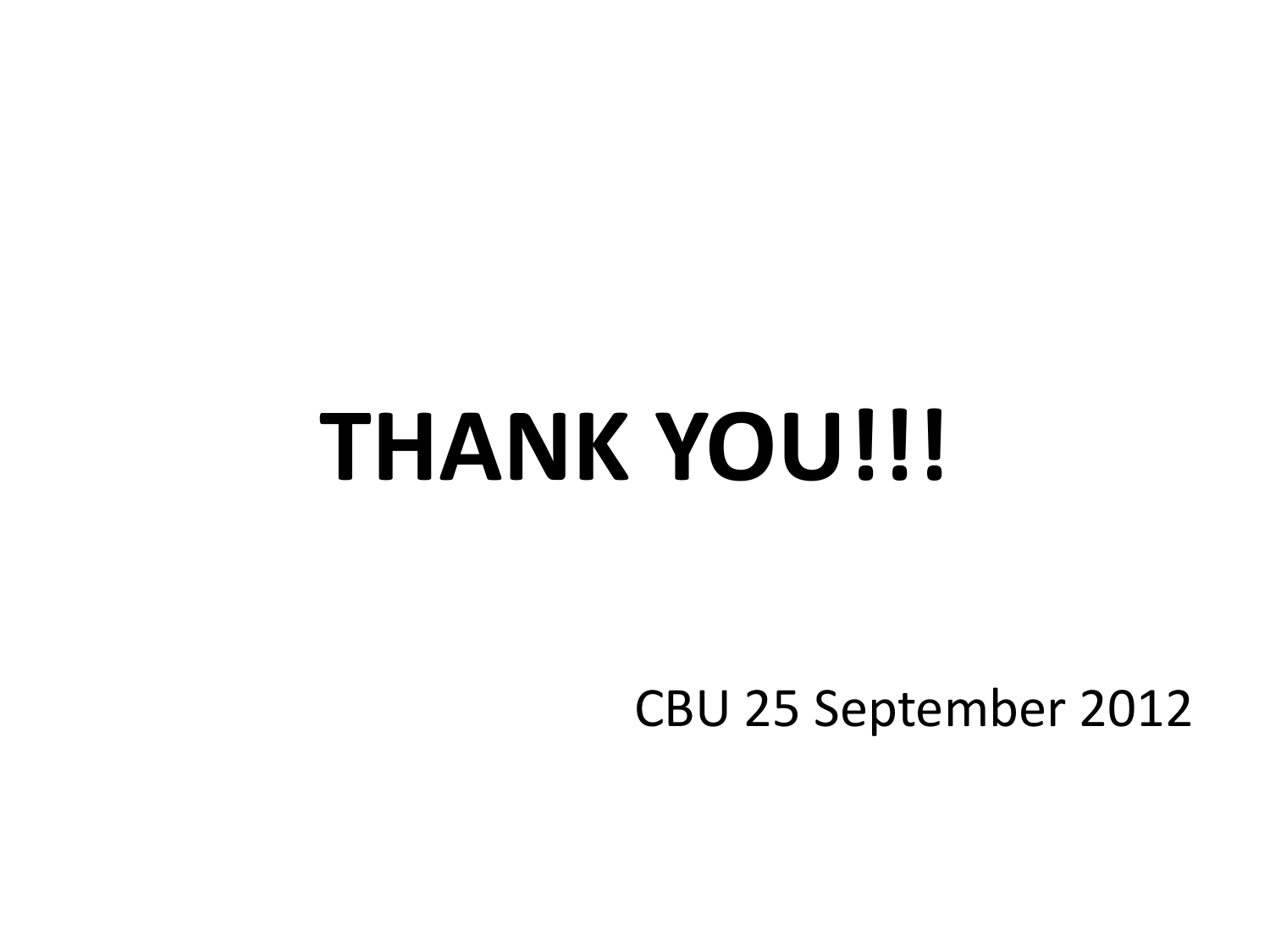# THANK YOU!!!

CBU 25 September 2012